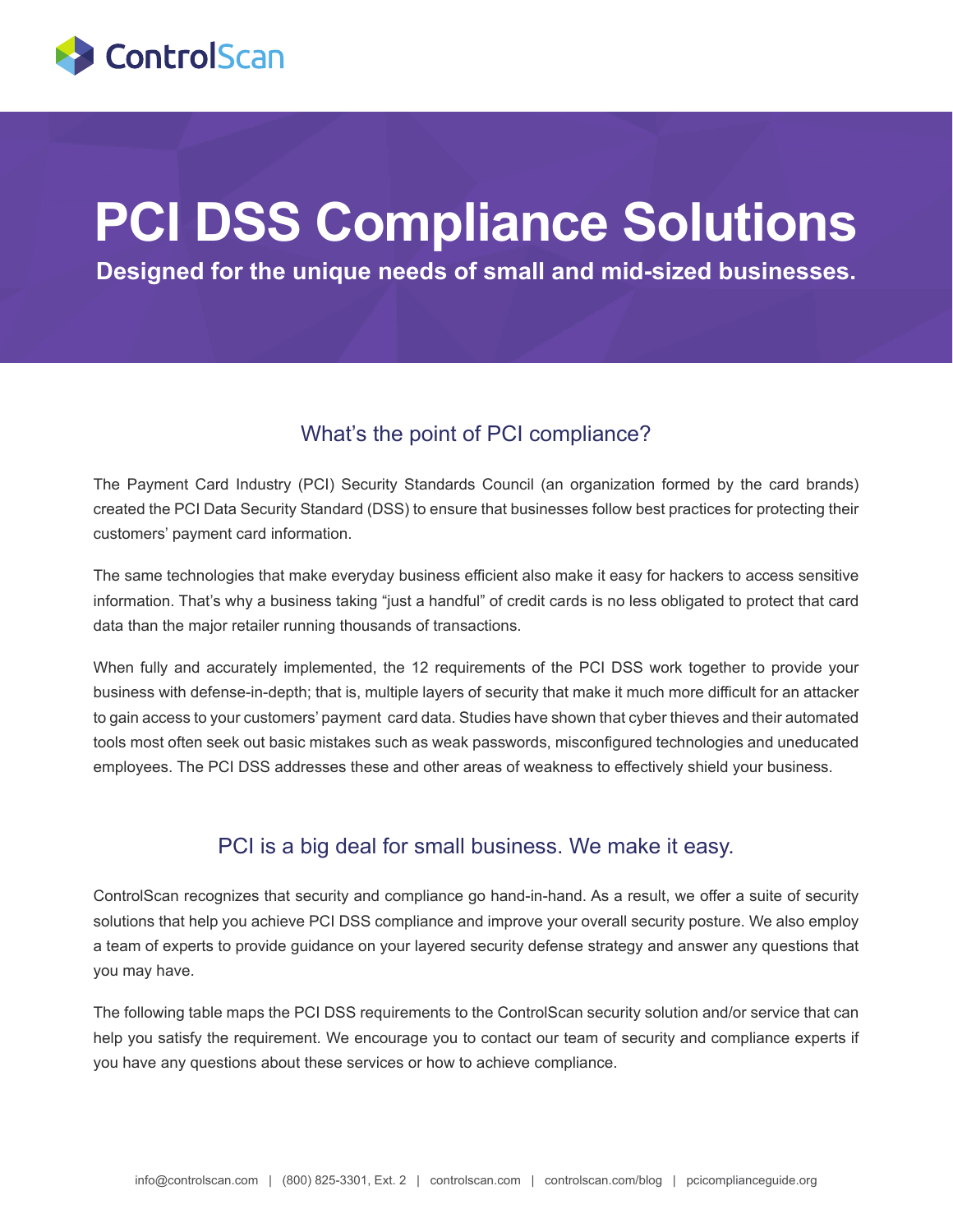ControlScan

# PCI DSS Compliance Solutions

**Designed for the unique needs of small and mid-sized businesses.**

## What's the point of PCI compliance?

The Payment Card Industry (PCI) Security Standards Council (an organization formed by the card brands) created the PCI Data Security Standard (DSS) to ensure that businesses follow best practices for protecting their customers' payment card information.

The same technologies that make everyday business efficient also make it easy for hackers to access sensitive information. That's why a business taking "just a handful" of credit cards is no less obligated to protect that card data than the major retailer running thousands of transactions.

When fully and accurately implemented, the 12 requirements of the PCI DSS work together to provide your business with defense-in-depth; that is, multiple layers of security that make it much more difficult for an attacker to gain access to your customers' payment card data. Studies have shown that cyber thieves and their automated tools most often seek out basic mistakes such as weak passwords, misconfigured technologies and uneducated employees. The PCI DSS addresses these and other areas of weakness to effectively shield your business.

## PCI is a big deal for small business. We make it easy.

ControlScan recognizes that security and compliance go hand-in-hand. As a result, we offer a suite of security solutions that help you achieve PCI DSS compliance and improve your overall security posture. We also employ a team of experts to provide guidance on your layered security defense strategy and answer any questions that you may have.

The following table maps the PCI DSS requirements to the ControlScan security solution and/or service that can help you satisfy the requirement. We encourage you to contact our team of security and compliance experts if you have any questions about these services or how to achieve compliance.

info@controlscan.com | (800) 825-3301, Ext. 2 | controlscan.com | controlscan.com/blog | pcicomplianceguide.org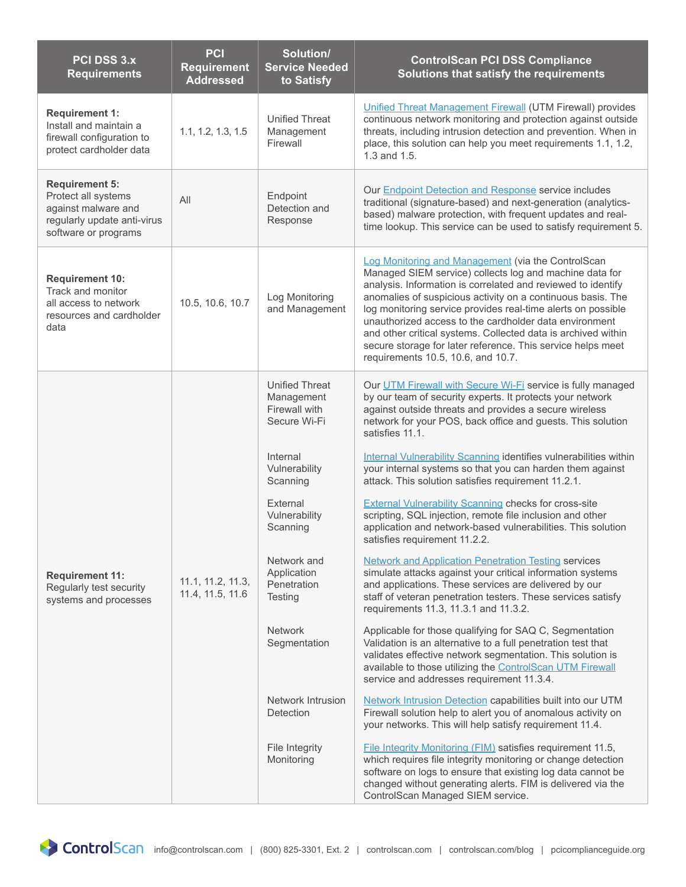| PCI DSS 3.x Requirements | PCI Requirement Addressed | Solution/ Service Needed to Satisfy | ControlScan PCI DSS Compliance Solutions that satisfy the requirements |
|---|---|---|---|
| **Requirement 1:** Install and maintain a firewall configuration to protect cardholder data | 1.1, 1.2, 1.3, 1.5 | Unified Threat Management Firewall | Unified Threat Management Firewall (UTM Firewall) provides continuous network monitoring and protection against outside threats, including intrusion detection and prevention. When in place, this solution can help you meet requirements 1.1, 1.2, 1.3 and 1.5. |
| **Requirement 5:** Protect all systems against malware and regularly update anti-virus software or programs | All | Endpoint Detection and Response | Our Endpoint Detection and Response service includes traditional (signature-based) and next-generation (analytics-based) malware protection, with frequent updates and real-time lookup. This service can be used to satisfy requirement 5. |
| **Requirement 10:** Track and monitor all access to network resources and cardholder data | 10.5, 10.6, 10.7 | Log Monitoring and Management | Log Monitoring and Management (via the ControlScan Managed SIEM service) collects log and machine data for analysis. Information is correlated and reviewed to identify anomalies of suspicious activity on a continuous basis. The log monitoring service provides real-time alerts on possible unauthorized access to the cardholder data environment and other critical systems. Collected data is archived within secure storage for later reference. This service helps meet requirements 10.5, 10.6, and 10.7. |
| **Requirement 11:** Regularly test security systems and processes | 11.1, 11.2, 11.3, 11.4, 11.5, 11.6 | Unified Threat Management Firewall with Secure Wi-Fi | Our UTM Firewall with Secure Wi-Fi service is fully managed by our team of security experts. It protects your network against outside threats and provides a secure wireless network for your POS, back office and guests. This solution satisfies 11.1. |
| | | Internal Vulnerability Scanning | Internal Vulnerability Scanning identifies vulnerabilities within your internal systems so that you can harden them against attack. This solution satisfies requirement 11.2.1. |
| | | External Vulnerability Scanning | External Vulnerability Scanning checks for cross-site scripting, SQL injection, remote file inclusion and other application and network-based vulnerabilities. This solution satisfies requirement 11.2.2. |
| | | Network and Application Penetration Testing | Network and Application Penetration Testing services simulate attacks against your critical information systems and applications. These services are delivered by our staff of veteran penetration testers. These services satisfy requirements 11.3, 11.3.1 and 11.3.2. |
| | | Network Segmentation | Applicable for those qualifying for SAQ C, Segmentation Validation is an alternative to a full penetration test that validates effective network segmentation. This solution is available to those utilizing the ControlScan UTM Firewall service and addresses requirement 11.3.4. |
| | | Network Intrusion Detection | Network Intrusion Detection capabilities built into our UTM Firewall solution help to alert you of anomalous activity on your networks. This will help satisfy requirement 11.4. |
| | | File Integrity Monitoring | File Integrity Monitoring (FIM) satisfies requirement 11.5, which requires file integrity monitoring or change detection software on logs to ensure that existing log data cannot be changed without generating alerts. FIM is delivered via the ControlScan Managed SIEM service. |

ControlScan info@controlscan.com | (800) 825-3301, Ext. 2 | controlscan.com | controlscan.com/blog | pcicomplianceguide.org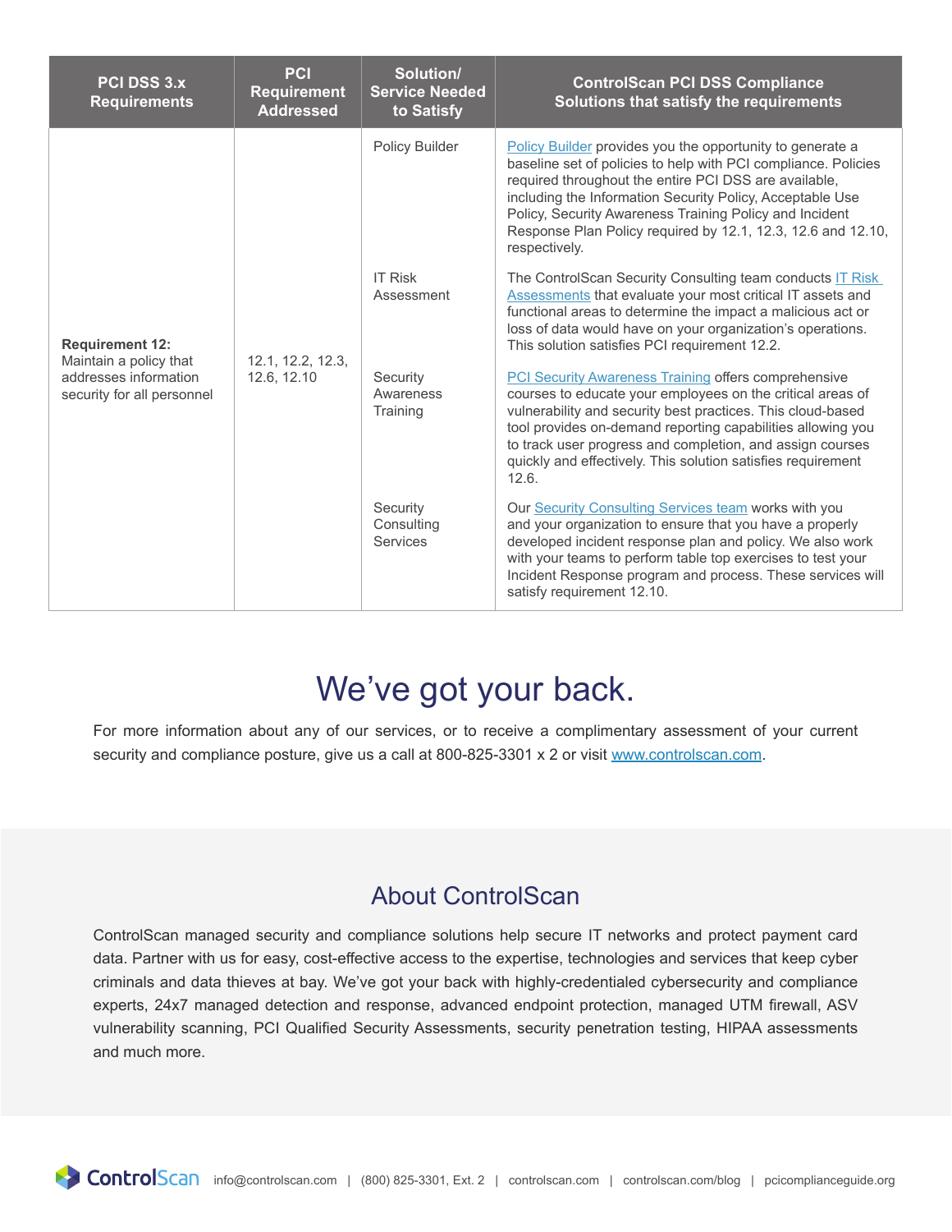| PCI DSS 3.x Requirements | PCI Requirement Addressed | Solution/ Service Needed to Satisfy | ControlScan PCI DSS Compliance Solutions that satisfy the requirements |
|---|---|---|---|
| **Requirement 12:** Maintain a policy that addresses information security for all personnel | 12.1, 12.2, 12.3, 12.6, 12.10 | Policy Builder | Policy Builder provides you the opportunity to generate a baseline set of policies to help with PCI compliance. Policies required throughout the entire PCI DSS are available, including the Information Security Policy, Acceptable Use Policy, Security Awareness Training Policy and Incident Response Plan Policy required by 12.1, 12.3, 12.6 and 12.10, respectively. |
| | | IT Risk Assessment | The ControlScan Security Consulting team conducts IT Risk Assessments that evaluate your most critical IT assets and functional areas to determine the impact a malicious act or loss of data would have on your organization's operations. This solution satisfies PCI requirement 12.2. |
| | | Security Awareness Training | PCI Security Awareness Training offers comprehensive courses to educate your employees on the critical areas of vulnerability and security best practices. This cloud-based tool provides on-demand reporting capabilities allowing you to track user progress and completion, and assign courses quickly and effectively. This solution satisfies requirement 12.6. |
| | | Security Consulting Services | Our Security Consulting Services team works with you and your organization to ensure that you have a properly developed incident response plan and policy. We also work with your teams to perform table top exercises to test your Incident Response program and process. These services will satisfy requirement 12.10. |

# We've got your back.

For more information about any of our services, or to receive a complimentary assessment of your current security and compliance posture, give us a call at 800-825-3301 x 2 or visit www.controlscan.com.

## About ControlScan

ControlScan managed security and compliance solutions help secure IT networks and protect payment card data. Partner with us for easy, cost-effective access to the expertise, technologies and services that keep cyber criminals and data thieves at bay. We've got your back with highly-credentialed cybersecurity and compliance experts, 24x7 managed detection and response, advanced endpoint protection, managed UTM firewall, ASV vulnerability scanning, PCI Qualified Security Assessments, security penetration testing, HIPAA assessments and much more.

ControlScan info@controlscan.com | (800) 825-3301, Ext. 2 | controlscan.com | controlscan.com/blog | pcicomplianceguide.org